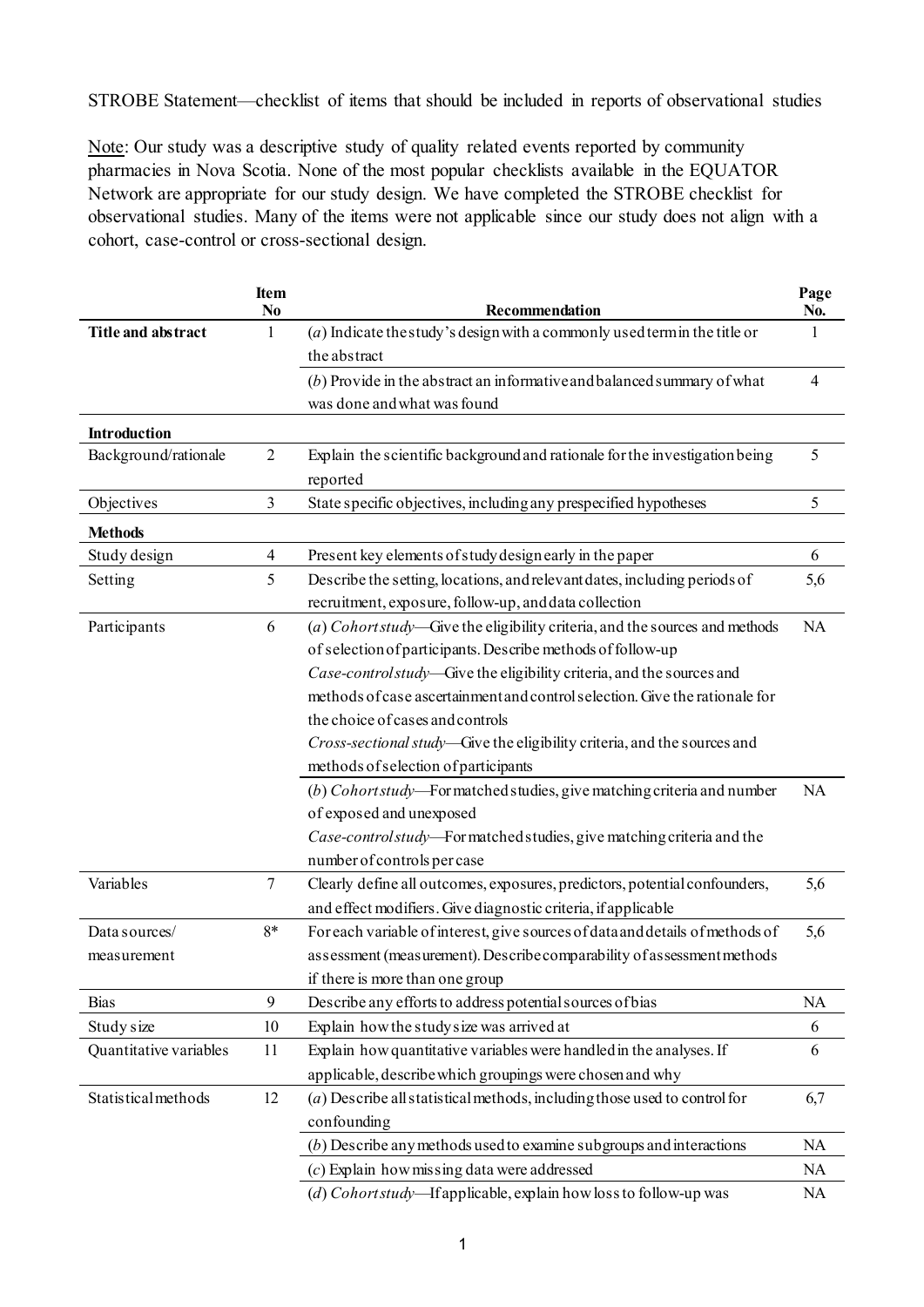STROBE Statement—checklist of items that should be included in reports of observational studies

Note: Our study was a descriptive study of quality related events reported by community pharmacies in Nova Scotia. None of the most popular checklists available in the EQUATOR Network are appropriate for our study design. We have completed the STROBE checklist for observational studies. Many of the items were not applicable since our study does not align with a cohort, case-control or cross-sectional design.

| | Item No | Recommendation | Page No. |
|---|---|---|---|
| **Title and abstract** | 1 | (*a*) Indicate the study's design with a commonly used term in the title or the abstract | 1 |
| | | (*b*) Provide in the abstract an informative and balanced summary of what was done and what was found | 4 |
| **Introduction** | | | |
| Background/rationale | 2 | Explain the scientific background and rationale for the investigation being reported | 5 |
| Objectives | 3 | State specific objectives, including any prespecified hypotheses | 5 |
| **Methods** | | | |
| Study design | 4 | Present key elements of study design early in the paper | 6 |
| Setting | 5 | Describe the setting, locations, and relevant dates, including periods of recruitment, exposure, follow-up, and data collection | 5,6 |
| Participants | 6 | (*a*) *Cohort study*—Give the eligibility criteria, and the sources and methods of selection of participants. Describe methods of follow-up<br>*Case-control study*—Give the eligibility criteria, and the sources and methods of case ascertainment and control selection. Give the rationale for the choice of cases and controls<br>*Cross-sectional study*—Give the eligibility criteria, and the sources and methods of selection of participants | NA |
| | | (*b*) *Cohort study*—For matched studies, give matching criteria and number of exposed and unexposed<br>*Case-control study*—For matched studies, give matching criteria and the number of controls per case | NA |
| Variables | 7 | Clearly define all outcomes, exposures, predictors, potential confounders, and effect modifiers. Give diagnostic criteria, if applicable | 5,6 |
| Data sources/ measurement | 8* | For each variable of interest, give sources of data and details of methods of assessment (measurement). Describe comparability of assessment methods if there is more than one group | 5,6 |
| Bias | 9 | Describe any efforts to address potential sources of bias | NA |
| Study size | 10 | Explain how the study size was arrived at | 6 |
| Quantitative variables | 11 | Explain how quantitative variables were handled in the analyses. If applicable, describe which groupings were chosen and why | 6 |
| Statistical methods | 12 | (*a*) Describe all statistical methods, including those used to control for confounding | 6,7 |
| | | (*b*) Describe any methods used to examine subgroups and interactions | NA |
| | | (*c*) Explain how missing data were addressed | NA |
| | | (*d*) *Cohort study*—If applicable, explain how loss to follow-up was | NA |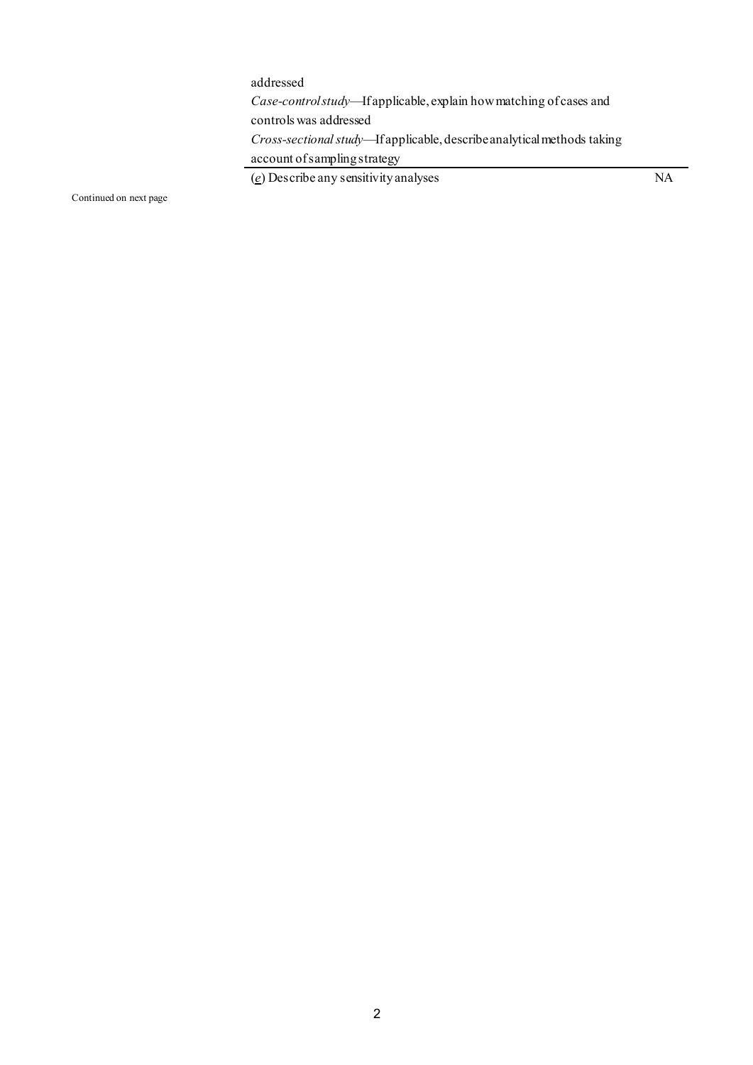| | | | |
|---|---|---|---|
| | | addressed<br>*Case-control study*—If applicable, explain how matching of cases and controls was addressed<br>*Cross-sectional study*—If applicable, describe analytical methods taking account of sampling strategy | |
| | | (*e*) Describe any sensitivity analyses | NA |

Continued on next page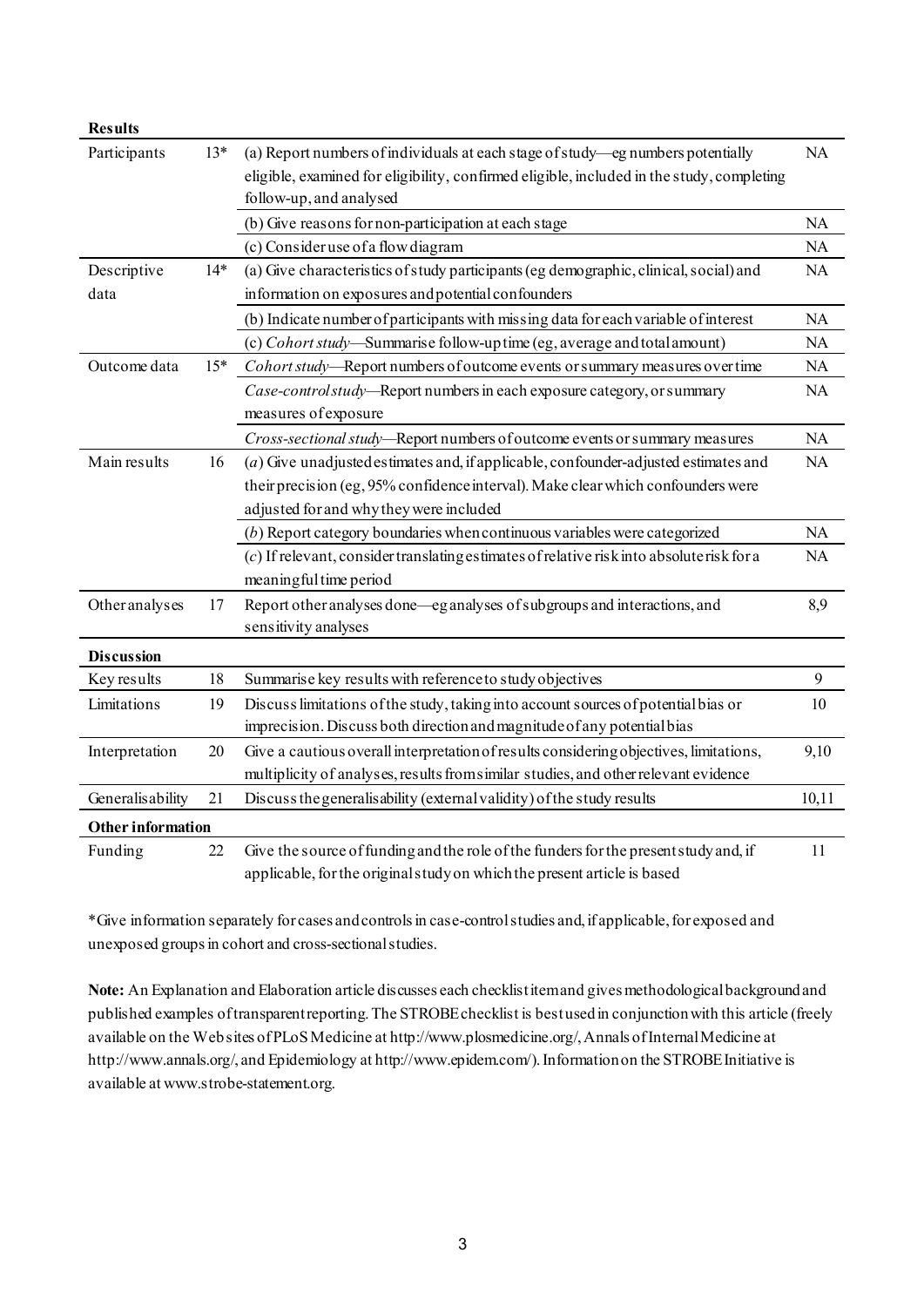| | | | |
|---|---|---|---|
| **Results** | | | |
| Participants | 13* | (a) Report numbers of individuals at each stage of study—eg numbers potentially eligible, examined for eligibility, confirmed eligible, included in the study, completing follow-up, and analysed | NA |
| | | (b) Give reasons for non-participation at each stage | NA |
| | | (c) Consider use of a flow diagram | NA |
| Descriptive data | 14* | (a) Give characteristics of study participants (eg demographic, clinical, social) and information on exposures and potential confounders | NA |
| | | (b) Indicate number of participants with missing data for each variable of interest | NA |
| | | (c) *Cohort study*—Summarise follow-up time (eg, average and total amount) | NA |
| Outcome data | 15* | *Cohort study*—Report numbers of outcome events or summary measures over time | NA |
| | | *Case-control study*—Report numbers in each exposure category, or summary measures of exposure | NA |
| | | *Cross-sectional study*—Report numbers of outcome events or summary measures | NA |
| Main results | 16 | (*a*) Give unadjusted estimates and, if applicable, confounder-adjusted estimates and their precision (eg, 95% confidence interval). Make clear which confounders were adjusted for and why they were included | NA |
| | | (*b*) Report category boundaries when continuous variables were categorized | NA |
| | | (*c*) If relevant, consider translating estimates of relative risk into absolute risk for a meaningful time period | NA |
| Other analyses | 17 | Report other analyses done—eg analyses of subgroups and interactions, and sensitivity analyses | 8,9 |
| **Discussion** | | | |
| Key results | 18 | Summarise key results with reference to study objectives | 9 |
| Limitations | 19 | Discuss limitations of the study, taking into account sources of potential bias or imprecision. Discuss both direction and magnitude of any potential bias | 10 |
| Interpretation | 20 | Give a cautious overall interpretation of results considering objectives, limitations, multiplicity of analyses, results from similar studies, and other relevant evidence | 9,10 |
| Generalisability | 21 | Discuss the generalisability (external validity) of the study results | 10,11 |
| **Other information** | | | |
| Funding | 22 | Give the source of funding and the role of the funders for the present study and, if applicable, for the original study on which the present article is based | 11 |

*Give information separately for cases and controls in case-control studies and, if applicable, for exposed and unexposed groups in cohort and cross-sectional studies.

**Note:** An Explanation and Elaboration article discusses each checklist item and gives methodological background and published examples of transparent reporting. The STROBE checklist is best used in conjunction with this article (freely available on the Web sites of PLoS Medicine at http://www.plosmedicine.org/, Annals of Internal Medicine at http://www.annals.org/, and Epidemiology at http://www.epidem.com/). Information on the STROBE Initiative is available at www.strobe-statement.org.